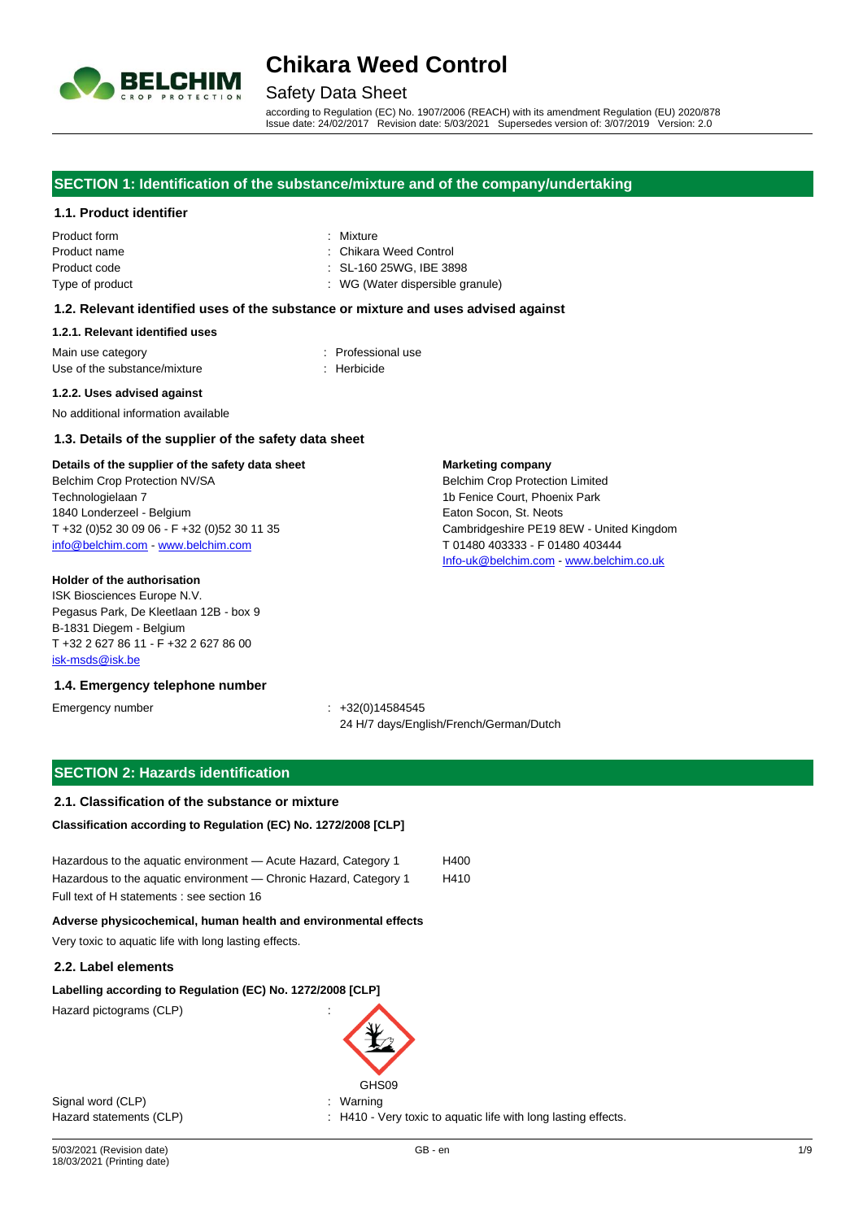# Chikara Weed Control

## Safety Data Sheet

according to Regulation (EC) No. 1907/2006 (REACH) with its amendment Regulation (EU) 2020/878
Issue date: 24/02/2017 Revision date: 5/03/2021 Supersedes version of: 3/07/2019 Version: 2.0

## SECTION 1: Identification of the substance/mixture and of the company/undertaking

### 1.1. Product identifier

| | |
|---|---|
| Product form | : Mixture |
| Product name | : Chikara Weed Control |
| Product code | : SL-160 25WG, IBE 3898 |
| Type of product | : WG (Water dispersible granule) |

### 1.2. Relevant identified uses of the substance or mixture and uses advised against

#### 1.2.1. Relevant identified uses

| | |
|---|---|
| Main use category | : Professional use |
| Use of the substance/mixture | : Herbicide |

#### 1.2.2. Uses advised against

No additional information available

### 1.3. Details of the supplier of the safety data sheet

**Details of the supplier of the safety data sheet**
Belchim Crop Protection NV/SA
Technologielaan 7
1840 Londerzeel - Belgium
T +32 (0)52 30 09 06 - F +32 (0)52 30 11 35
info@belchim.com - www.belchim.com

**Marketing company**
Belchim Crop Protection Limited
1b Fenice Court, Phoenix Park
Eaton Socon, St. Neots
Cambridgeshire PE19 8EW - United Kingdom
T 01480 403333 - F 01480 403444
Info-uk@belchim.com - www.belchim.co.uk

**Holder of the authorisation**
ISK Biosciences Europe N.V.
Pegasus Park, De Kleetlaan 12B - box 9
B-1831 Diegem - Belgium
T +32 2 627 86 11 - F +32 2 627 86 00
isk-msds@isk.be

### 1.4. Emergency telephone number

Emergency number : +32(0)14584545
24 H/7 days/English/French/German/Dutch

## SECTION 2: Hazards identification

### 2.1. Classification of the substance or mixture

**Classification according to Regulation (EC) No. 1272/2008 [CLP]**

| | |
|---|---|
| Hazardous to the aquatic environment — Acute Hazard, Category 1 | H400 |
| Hazardous to the aquatic environment — Chronic Hazard, Category 1 | H410 |

Full text of H statements : see section 16

**Adverse physicochemical, human health and environmental effects**

Very toxic to aquatic life with long lasting effects.

### 2.2. Label elements

**Labelling according to Regulation (EC) No. 1272/2008 [CLP]**

Hazard pictograms (CLP) :

GHS09

| | |
|---|---|
| Signal word (CLP) | : Warning |
| Hazard statements (CLP) | : H410 - Very toxic to aquatic life with long lasting effects. |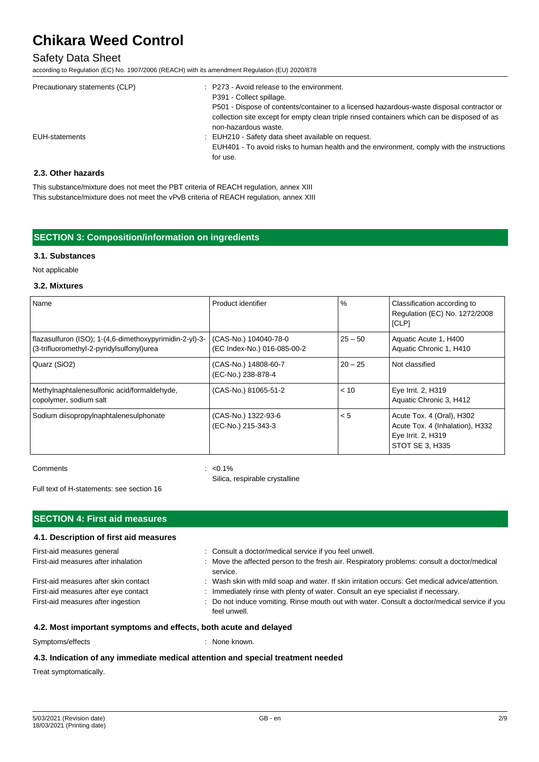| | |
|---|---|
| Precautionary statements (CLP) | : P273 - Avoid release to the environment.<br>P391 - Collect spillage.<br>P501 - Dispose of contents/container to a licensed hazardous-waste disposal contractor or collection site except for empty clean triple rinsed containers which can be disposed of as non-hazardous waste. |
| EUH-statements | : EUH210 - Safety data sheet available on request.<br>EUH401 - To avoid risks to human health and the environment, comply with the instructions for use. |

### 2.3. Other hazards

This substance/mixture does not meet the PBT criteria of REACH regulation, annex XIII
This substance/mixture does not meet the vPvB criteria of REACH regulation, annex XIII

## SECTION 3: Composition/information on ingredients

### 3.1. Substances

Not applicable

### 3.2. Mixtures

| Name | Product identifier | % | Classification according to Regulation (EC) No. 1272/2008 [CLP] |
|---|---|---|---|
| flazasulfuron (ISO); 1-(4,6-dimethoxypyrimidin-2-yl)-3-(3-trifluoromethyl-2-pyridylsulfonyl)urea | (CAS-No.) 104040-78-0<br>(EC Index-No.) 016-085-00-2 | 25 – 50 | Aquatic Acute 1, H400<br>Aquatic Chronic 1, H410 |
| Quarz ($SiO_2$) | (CAS-No.) 14808-60-7<br>(EC-No.) 238-878-4 | 20 – 25 | Not classified |
| Methylnaphtalenesulfonic acid/formaldehyde, copolymer, sodium salt | (CAS-No.) 81065-51-2 | < 10 | Eye Irrit. 2, H319<br>Aquatic Chronic 3, H412 |
| Sodium diisopropylnaphtalenesulphonate | (CAS-No.) 1322-93-6<br>(EC-No.) 215-343-3 | < 5 | Acute Tox. 4 (Oral), H302<br>Acute Tox. 4 (Inhalation), H332<br>Eye Irrit. 2, H319<br>STOT SE 3, H335 |

Comments : <0.1%
Silica, respirable crystalline

Full text of H-statements: see section 16

## SECTION 4: First aid measures

### 4.1. Description of first aid measures

| | |
|---|---|
| First-aid measures general | : Consult a doctor/medical service if you feel unwell. |
| First-aid measures after inhalation | : Move the affected person to the fresh air. Respiratory problems: consult a doctor/medical service. |
| First-aid measures after skin contact | : Wash skin with mild soap and water. If skin irritation occurs: Get medical advice/attention. |
| First-aid measures after eye contact | : Immediately rinse with plenty of water. Consult an eye specialist if necessary. |
| First-aid measures after ingestion | : Do not induce vomiting. Rinse mouth out with water. Consult a doctor/medical service if you feel unwell. |

### 4.2. Most important symptoms and effects, both acute and delayed

Symptoms/effects : None known.

### 4.3. Indication of any immediate medical attention and special treatment needed

Treat symptomatically.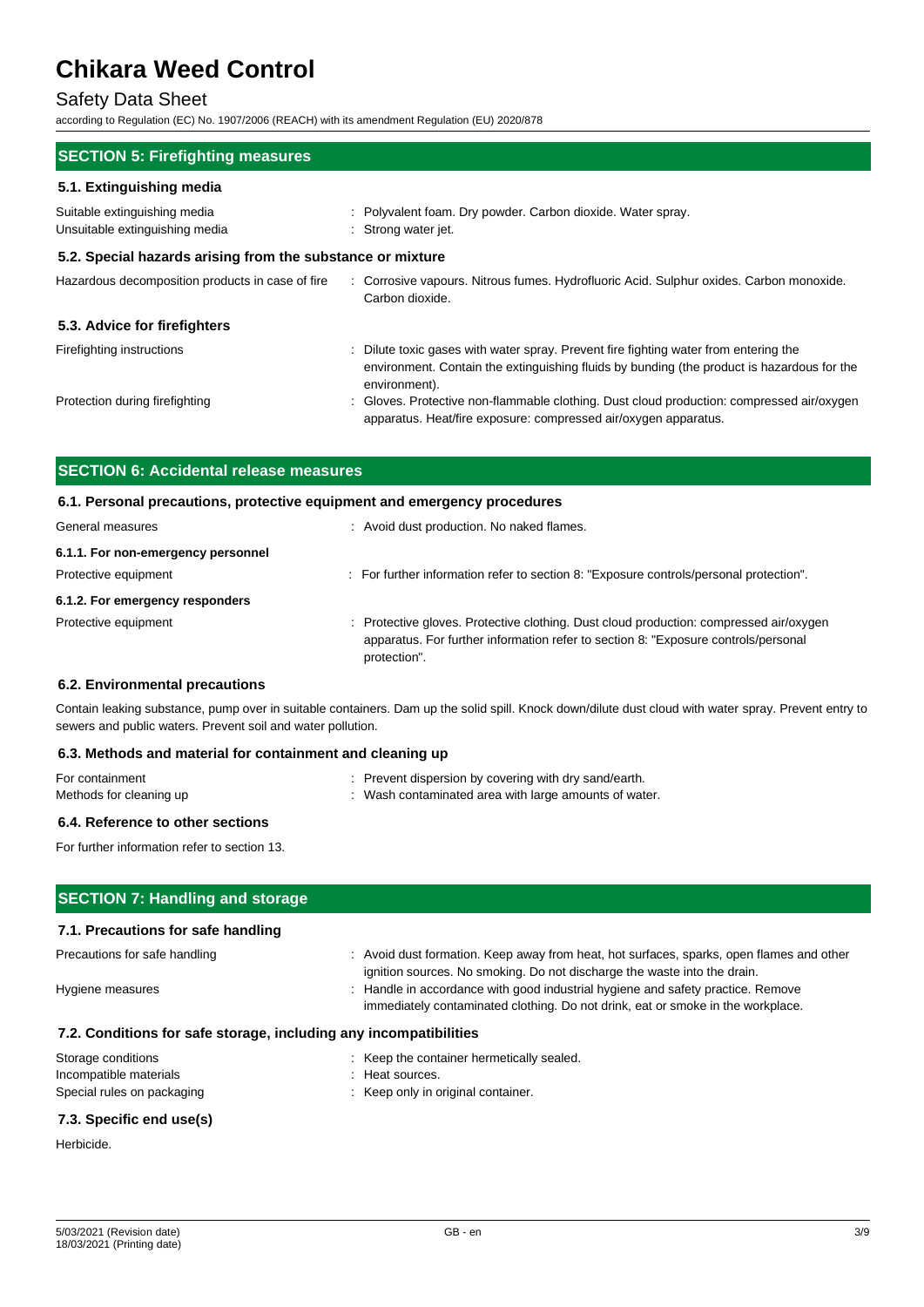## SECTION 5: Firefighting measures

### 5.1. Extinguishing media

| | |
|---|---|
| Suitable extinguishing media | : Polyvalent foam. Dry powder. Carbon dioxide. Water spray. |
| Unsuitable extinguishing media | : Strong water jet. |

### 5.2. Special hazards arising from the substance or mixture

| | |
|---|---|
| Hazardous decomposition products in case of fire | : Corrosive vapours. Nitrous fumes. Hydrofluoric Acid. Sulphur oxides. Carbon monoxide. Carbon dioxide. |

### 5.3. Advice for firefighters

| | |
|---|---|
| Firefighting instructions | : Dilute toxic gases with water spray. Prevent fire fighting water from entering the environment. Contain the extinguishing fluids by bunding (the product is hazardous for the environment). |
| Protection during firefighting | : Gloves. Protective non-flammable clothing. Dust cloud production: compressed air/oxygen apparatus. Heat/fire exposure: compressed air/oxygen apparatus. |

## SECTION 6: Accidental release measures

### 6.1. Personal precautions, protective equipment and emergency procedures

| | |
|---|---|
| General measures | : Avoid dust production. No naked flames. |

#### 6.1.1. For non-emergency personnel

| | |
|---|---|
| Protective equipment | : For further information refer to section 8: "Exposure controls/personal protection". |

#### 6.1.2. For emergency responders

| | |
|---|---|
| Protective equipment | : Protective gloves. Protective clothing. Dust cloud production: compressed air/oxygen apparatus. For further information refer to section 8: "Exposure controls/personal protection". |

### 6.2. Environmental precautions

Contain leaking substance, pump over in suitable containers. Dam up the solid spill. Knock down/dilute dust cloud with water spray. Prevent entry to sewers and public waters. Prevent soil and water pollution.

### 6.3. Methods and material for containment and cleaning up

| | |
|---|---|
| For containment | : Prevent dispersion by covering with dry sand/earth. |
| Methods for cleaning up | : Wash contaminated area with large amounts of water. |

### 6.4. Reference to other sections

For further information refer to section 13.

## SECTION 7: Handling and storage

### 7.1. Precautions for safe handling

| | |
|---|---|
| Precautions for safe handling | : Avoid dust formation. Keep away from heat, hot surfaces, sparks, open flames and other ignition sources. No smoking. Do not discharge the waste into the drain. |
| Hygiene measures | : Handle in accordance with good industrial hygiene and safety practice. Remove immediately contaminated clothing. Do not drink, eat or smoke in the workplace. |

### 7.2. Conditions for safe storage, including any incompatibilities

| | |
|---|---|
| Storage conditions | : Keep the container hermetically sealed. |
| Incompatible materials | : Heat sources. |
| Special rules on packaging | : Keep only in original container. |

### 7.3. Specific end use(s)

Herbicide.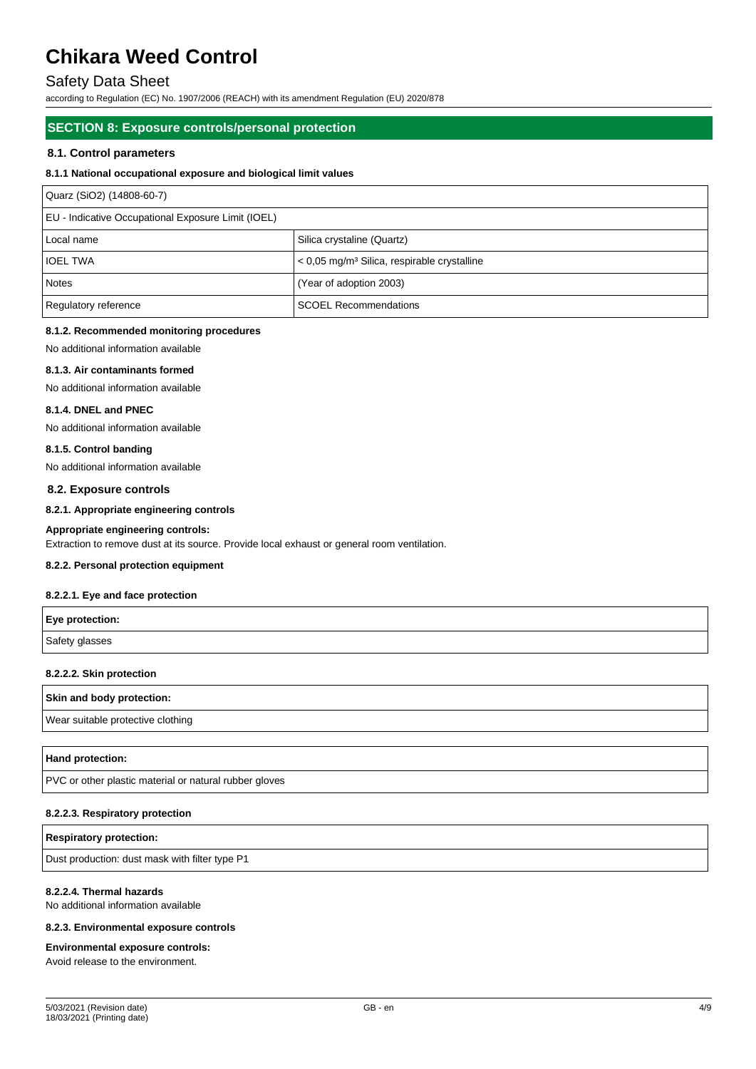# Chikara Weed Control

## Safety Data Sheet

according to Regulation (EC) No. 1907/2006 (REACH) with its amendment Regulation (EU) 2020/878

## SECTION 8: Exposure controls/personal protection

### 8.1. Control parameters

#### 8.1.1 National occupational exposure and biological limit values

| Quarz ($SiO_2$) (14808-60-7) | |
|---|---|
| EU - Indicative Occupational Exposure Limit (IOEL) | |
| Local name | Silica crystaline (Quartz) |
| IOEL TWA | < 0,05 mg/m³ Silica, respirable crystalline |
| Notes | (Year of adoption 2003) |
| Regulatory reference | SCOEL Recommendations |

#### 8.1.2. Recommended monitoring procedures

No additional information available

#### 8.1.3. Air contaminants formed

No additional information available

#### 8.1.4. DNEL and PNEC

No additional information available

#### 8.1.5. Control banding

No additional information available

### 8.2. Exposure controls

#### 8.2.1. Appropriate engineering controls

**Appropriate engineering controls:**

Extraction to remove dust at its source. Provide local exhaust or general room ventilation.

#### 8.2.2. Personal protection equipment

#### 8.2.2.1. Eye and face protection

| Eye protection: |
|---|
| Safety glasses |

#### 8.2.2.2. Skin protection

| Skin and body protection: |
|---|
| Wear suitable protective clothing |

| Hand protection: |
|---|
| PVC or other plastic material or natural rubber gloves |

#### 8.2.2.3. Respiratory protection

| Respiratory protection: |
|---|
| Dust production: dust mask with filter type P1 |

#### 8.2.2.4. Thermal hazards

No additional information available

#### 8.2.3. Environmental exposure controls

**Environmental exposure controls:**

Avoid release to the environment.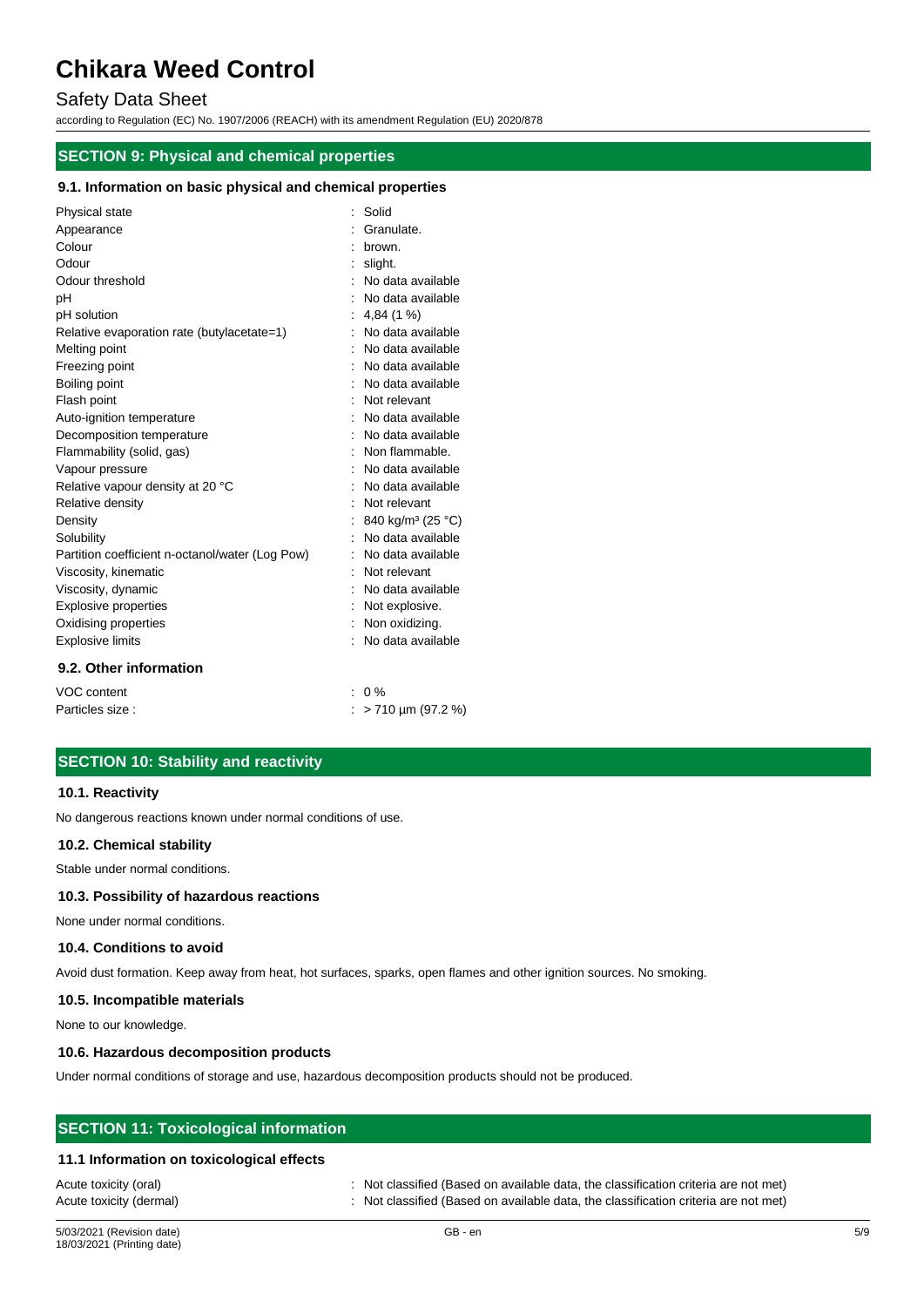## SECTION 9: Physical and chemical properties

### 9.1. Information on basic physical and chemical properties

| | |
|---|---|
| Physical state | : Solid |
| Appearance | : Granulate. |
| Colour | : brown. |
| Odour | : slight. |
| Odour threshold | : No data available |
| pH | : No data available |
| pH solution | : 4,84 (1 %) |
| Relative evaporation rate (butylacetate=1) | : No data available |
| Melting point | : No data available |
| Freezing point | : No data available |
| Boiling point | : No data available |
| Flash point | : Not relevant |
| Auto-ignition temperature | : No data available |
| Decomposition temperature | : No data available |
| Flammability (solid, gas) | : Non flammable. |
| Vapour pressure | : No data available |
| Relative vapour density at 20 °C | : No data available |
| Relative density | : Not relevant |
| Density | : 840 kg/m³ (25 °C) |
| Solubility | : No data available |
| Partition coefficient n-octanol/water (Log Pow) | : No data available |
| Viscosity, kinematic | : Not relevant |
| Viscosity, dynamic | : No data available |
| Explosive properties | : Not explosive. |
| Oxidising properties | : Non oxidizing. |
| Explosive limits | : No data available |

### 9.2. Other information

| | |
|---|---|
| VOC content | : 0 % |
| Particles size : | : > 710 µm (97.2 %) |

## SECTION 10: Stability and reactivity

### 10.1. Reactivity

No dangerous reactions known under normal conditions of use.

### 10.2. Chemical stability

Stable under normal conditions.

### 10.3. Possibility of hazardous reactions

None under normal conditions.

### 10.4. Conditions to avoid

Avoid dust formation. Keep away from heat, hot surfaces, sparks, open flames and other ignition sources. No smoking.

### 10.5. Incompatible materials

None to our knowledge.

### 10.6. Hazardous decomposition products

Under normal conditions of storage and use, hazardous decomposition products should not be produced.

## SECTION 11: Toxicological information

### 11.1 Information on toxicological effects

| | |
|---|---|
| Acute toxicity (oral) | : Not classified (Based on available data, the classification criteria are not met) |
| Acute toxicity (dermal) | : Not classified (Based on available data, the classification criteria are not met) |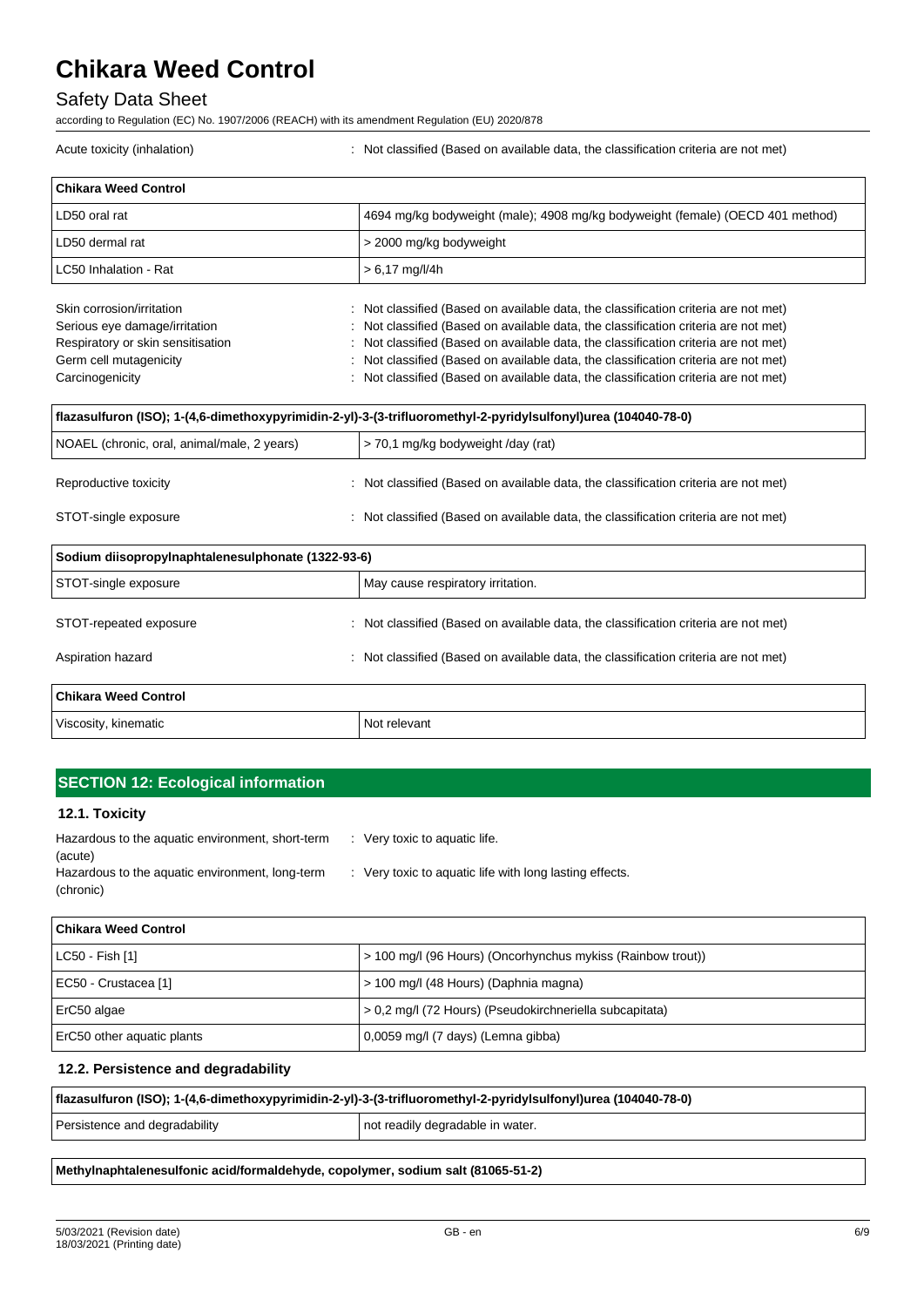Acute toxicity (inhalation) : Not classified (Based on available data, the classification criteria are not met)

| Chikara Weed Control | |
|---|---|
| LD50 oral rat | 4694 mg/kg bodyweight (male); 4908 mg/kg bodyweight (female) (OECD 401 method) |
| LD50 dermal rat | > 2000 mg/kg bodyweight |
| LC50 Inhalation - Rat | > 6,17 mg/l/4h |

Skin corrosion/irritation : Not classified (Based on available data, the classification criteria are not met)
Serious eye damage/irritation : Not classified (Based on available data, the classification criteria are not met)
Respiratory or skin sensitisation : Not classified (Based on available data, the classification criteria are not met)
Germ cell mutagenicity : Not classified (Based on available data, the classification criteria are not met)
Carcinogenicity : Not classified (Based on available data, the classification criteria are not met)

| flazasulfuron (ISO); 1-(4,6-dimethoxypyrimidin-2-yl)-3-(3-trifluoromethyl-2-pyridylsulfonyl)urea (104040-78-0) | |
|---|---|
| NOAEL (chronic, oral, animal/male, 2 years) | > 70,1 mg/kg bodyweight /day (rat) |

Reproductive toxicity : Not classified (Based on available data, the classification criteria are not met)

STOT-single exposure : Not classified (Based on available data, the classification criteria are not met)

| Sodium diisopropylnaphtalenesulphonate (1322-93-6) | |
|---|---|
| STOT-single exposure | May cause respiratory irritation. |

STOT-repeated exposure : Not classified (Based on available data, the classification criteria are not met)

Aspiration hazard : Not classified (Based on available data, the classification criteria are not met)

| Chikara Weed Control | |
|---|---|
| Viscosity, kinematic | Not relevant |

## SECTION 12: Ecological information

### 12.1. Toxicity

Hazardous to the aquatic environment, short-term (acute) : Very toxic to aquatic life.
Hazardous to the aquatic environment, long-term (chronic) : Very toxic to aquatic life with long lasting effects.

| Chikara Weed Control | |
|---|---|
| LC50 - Fish [1] | > 100 mg/l (96 Hours) (Oncorhynchus mykiss (Rainbow trout)) |
| EC50 - Crustacea [1] | > 100 mg/l (48 Hours) (Daphnia magna) |
| ErC50 algae | > 0,2 mg/l (72 Hours) (Pseudokirchneriella subcapitata) |
| ErC50 other aquatic plants | 0,0059 mg/l (7 days) (Lemna gibba) |

### 12.2. Persistence and degradability

| flazasulfuron (ISO); 1-(4,6-dimethoxypyrimidin-2-yl)-3-(3-trifluoromethyl-2-pyridylsulfonyl)urea (104040-78-0) | |
|---|---|
| Persistence and degradability | not readily degradable in water. |

| Methylnaphtalenesulfonic acid/formaldehyde, copolymer, sodium salt (81065-51-2) |
|---|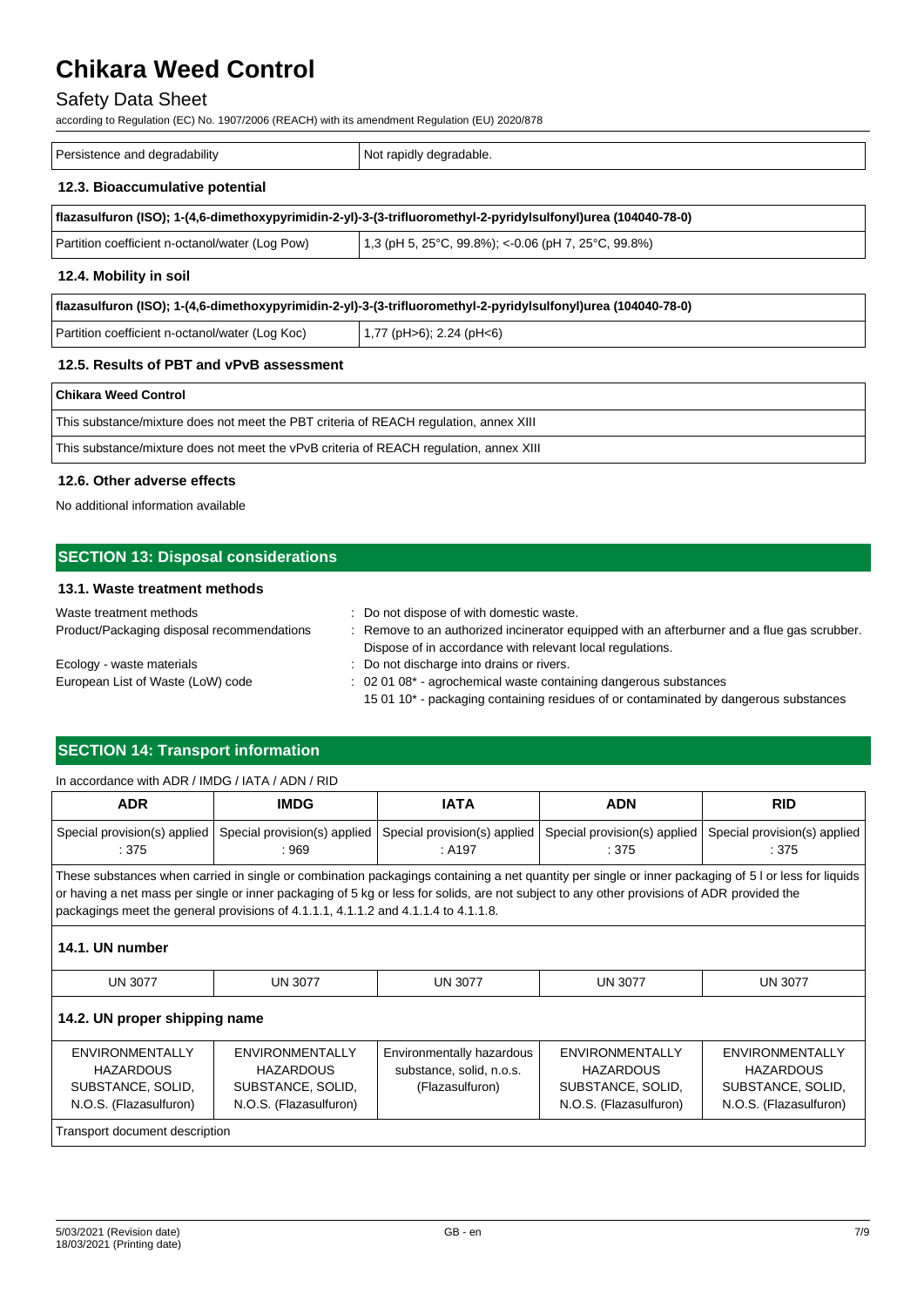| Persistence and degradability | Not rapidly degradable. |
|---|---|

### 12.3. Bioaccumulative potential

| flazasulfuron (ISO); 1-(4,6-dimethoxypyrimidin-2-yl)-3-(3-trifluoromethyl-2-pyridylsulfonyl)urea (104040-78-0) | |
|---|---|
| Partition coefficient n-octanol/water (Log Pow) | 1,3 (pH 5, 25°C, 99.8%); <-0.06 (pH 7, 25°C, 99.8%) |

### 12.4. Mobility in soil

| flazasulfuron (ISO); 1-(4,6-dimethoxypyrimidin-2-yl)-3-(3-trifluoromethyl-2-pyridylsulfonyl)urea (104040-78-0) | |
|---|---|
| Partition coefficient n-octanol/water (Log Koc) | 1,77 (pH>6); 2.24 (pH<6) |

### 12.5. Results of PBT and vPvB assessment

| Chikara Weed Control |
|---|
| This substance/mixture does not meet the PBT criteria of REACH regulation, annex XIII |
| This substance/mixture does not meet the vPvB criteria of REACH regulation, annex XIII |

### 12.6. Other adverse effects

No additional information available

## SECTION 13: Disposal considerations

### 13.1. Waste treatment methods

Waste treatment methods : Do not dispose of with domestic waste.

Product/Packaging disposal recommendations : Remove to an authorized incinerator equipped with an afterburner and a flue gas scrubber. Dispose of in accordance with relevant local regulations.

Ecology - waste materials : Do not discharge into drains or rivers.

European List of Waste (LoW) code : 02 01 08* - agrochemical waste containing dangerous substances
15 01 10* - packaging containing residues of or contaminated by dangerous substances

## SECTION 14: Transport information

In accordance with ADR / IMDG / IATA / ADN / RID

| ADR | IMDG | IATA | ADN | RID |
|---|---|---|---|---|
| Special provision(s) applied : 375 | Special provision(s) applied : 969 | Special provision(s) applied : A197 | Special provision(s) applied : 375 | Special provision(s) applied : 375 |

These substances when carried in single or combination packagings containing a net quantity per single or inner packaging of 5 l or less for liquids or having a net mass per single or inner packaging of 5 kg or less for solids, are not subject to any other provisions of ADR provided the packagings meet the general provisions of 4.1.1.1, 4.1.1.2 and 4.1.1.4 to 4.1.1.8.

### 14.1. UN number

| ADR | IMDG | IATA | ADN | RID |
|---|---|---|---|---|
| UN 3077 | UN 3077 | UN 3077 | UN 3077 | UN 3077 |

### 14.2. UN proper shipping name

| ADR | IMDG | IATA | ADN | RID |
|---|---|---|---|---|
| ENVIRONMENTALLY HAZARDOUS SUBSTANCE, SOLID, N.O.S. (Flazasulfuron) | ENVIRONMENTALLY HAZARDOUS SUBSTANCE, SOLID, N.O.S. (Flazasulfuron) | Environmentally hazardous substance, solid, n.o.s. (Flazasulfuron) | ENVIRONMENTALLY HAZARDOUS SUBSTANCE, SOLID, N.O.S. (Flazasulfuron) | ENVIRONMENTALLY HAZARDOUS SUBSTANCE, SOLID, N.O.S. (Flazasulfuron) |

Transport document description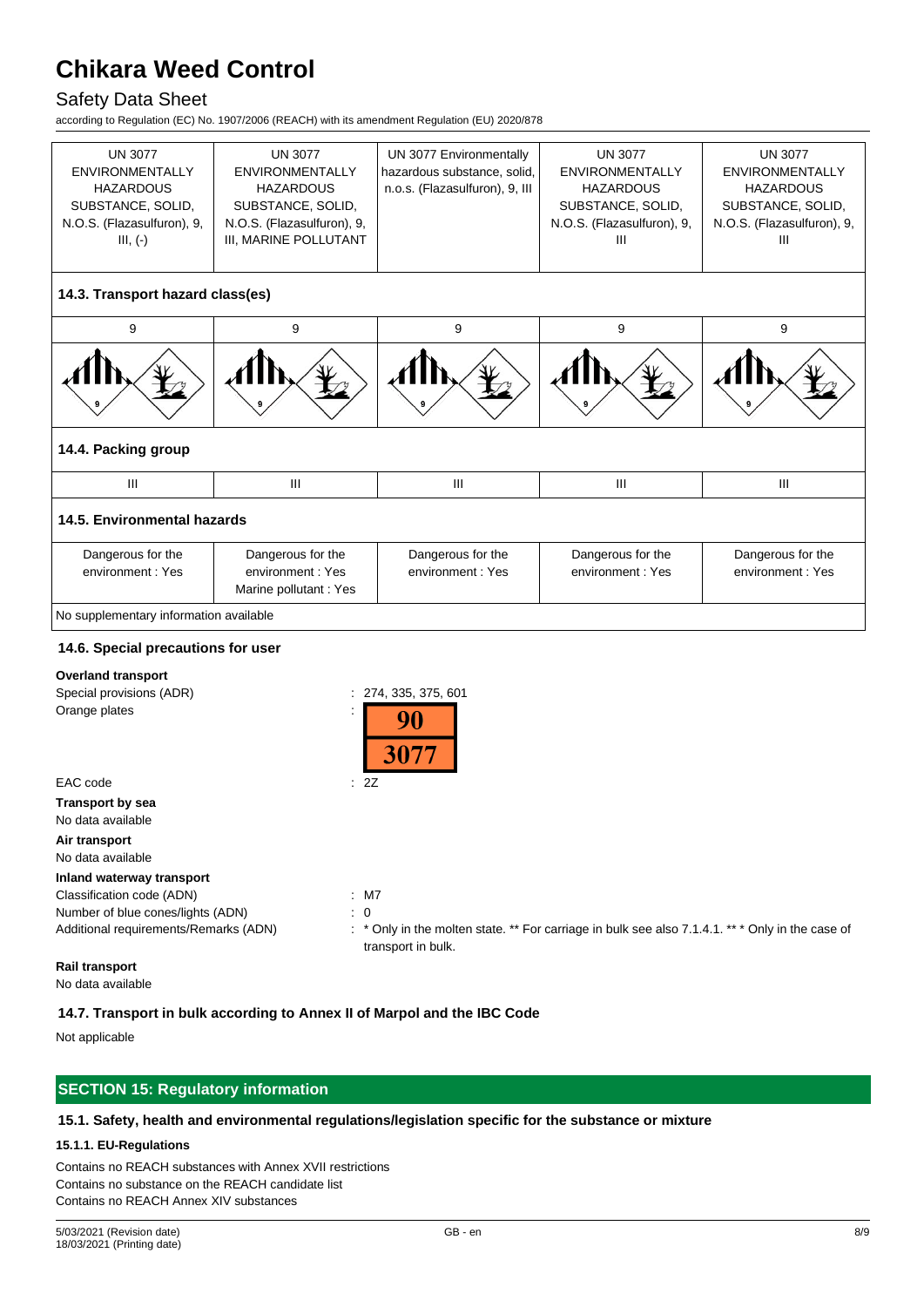| UN 3077 ENVIRONMENTALLY HAZARDOUS SUBSTANCE, SOLID, N.O.S. (Flazasulfuron), 9, III, (-) | UN 3077 ENVIRONMENTALLY HAZARDOUS SUBSTANCE, SOLID, N.O.S. (Flazasulfuron), 9, III, MARINE POLLUTANT | UN 3077 Environmentally hazardous substance, solid, n.o.s. (Flazasulfuron), 9, III | UN 3077 ENVIRONMENTALLY HAZARDOUS SUBSTANCE, SOLID, N.O.S. (Flazasulfuron), 9, III | UN 3077 ENVIRONMENTALLY HAZARDOUS SUBSTANCE, SOLID, N.O.S. (Flazasulfuron), 9, III |
|---|---|---|---|---|

### 14.3. Transport hazard class(es)

| 9 | 9 | 9 | 9 | 9 |
|---|---|---|---|---|

### 14.4. Packing group

| III | III | III | III | III |
|---|---|---|---|---|

### 14.5. Environmental hazards

| Dangerous for the environment : Yes | Dangerous for the environment : Yes<br>Marine pollutant : Yes | Dangerous for the environment : Yes | Dangerous for the environment : Yes | Dangerous for the environment : Yes |
|---|---|---|---|---|

No supplementary information available

### 14.6. Special precautions for user

**Overland transport**

Special provisions (ADR) : 274, 335, 375, 601

Orange plates : 90 / 3077

EAC code : 2Z

**Transport by sea**

No data available

**Air transport**

No data available

**Inland waterway transport**

Classification code (ADN) : M7

Number of blue cones/lights (ADN) : 0

Additional requirements/Remarks (ADN) : * Only in the molten state. ** For carriage in bulk see also 7.1.4.1. *** Only in the case of transport in bulk.

**Rail transport**

No data available

### 14.7. Transport in bulk according to Annex II of Marpol and the IBC Code

Not applicable

## SECTION 15: Regulatory information

### 15.1. Safety, health and environmental regulations/legislation specific for the substance or mixture

#### 15.1.1. EU-Regulations

Contains no REACH substances with Annex XVII restrictions
Contains no substance on the REACH candidate list
Contains no REACH Annex XIV substances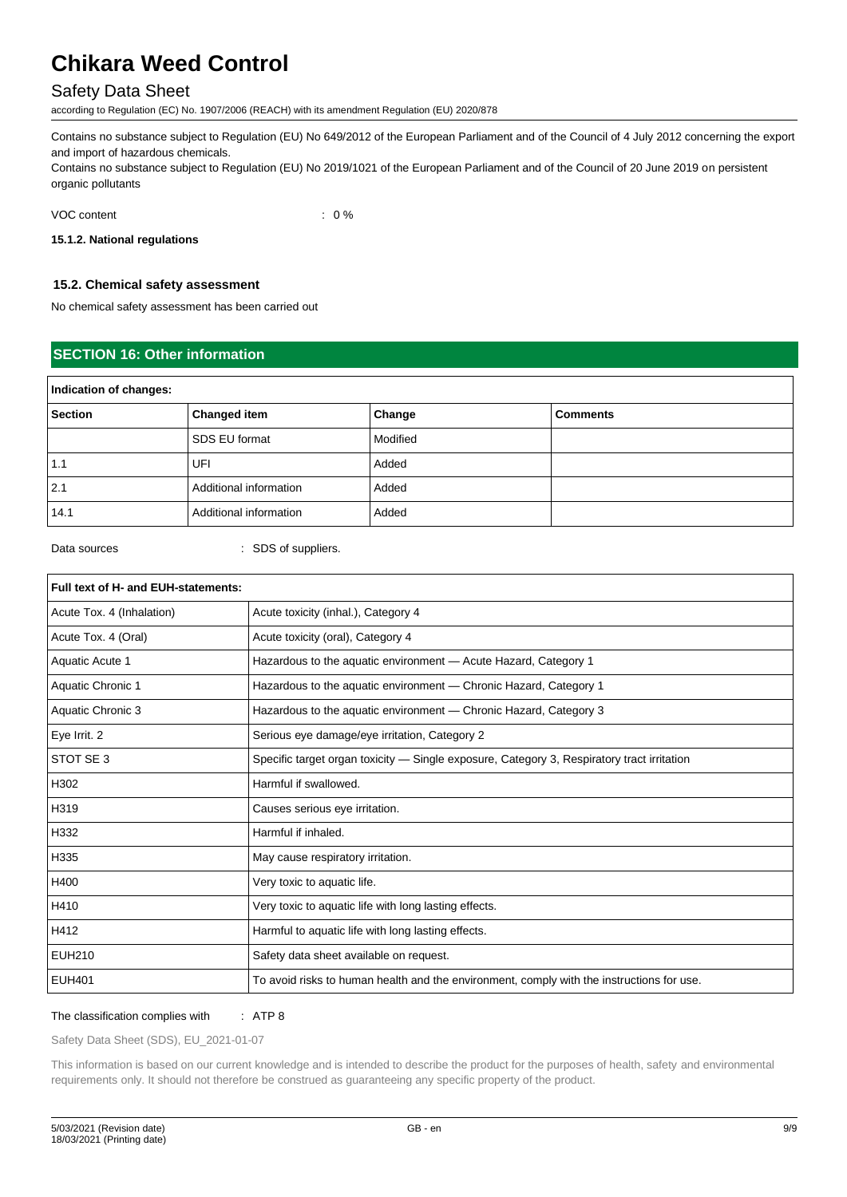Contains no substance subject to Regulation (EU) No 649/2012 of the European Parliament and of the Council of 4 July 2012 concerning the export and import of hazardous chemicals.
Contains no substance subject to Regulation (EU) No 2019/1021 of the European Parliament and of the Council of 20 June 2019 on persistent organic pollutants

VOC content : 0 %

**15.1.2. National regulations**

### 15.2. Chemical safety assessment

No chemical safety assessment has been carried out

## SECTION 16: Other information

**Indication of changes:**

| Section | Changed item | Change | Comments |
|---|---|---|---|
| | SDS EU format | Modified | |
| 1.1 | UFI | Added | |
| 2.1 | Additional information | Added | |
| 14.1 | Additional information | Added | |

Data sources : SDS of suppliers.

| Full text of H- and EUH-statements: | |
|---|---|
| Acute Tox. 4 (Inhalation) | Acute toxicity (inhal.), Category 4 |
| Acute Tox. 4 (Oral) | Acute toxicity (oral), Category 4 |
| Aquatic Acute 1 | Hazardous to the aquatic environment — Acute Hazard, Category 1 |
| Aquatic Chronic 1 | Hazardous to the aquatic environment — Chronic Hazard, Category 1 |
| Aquatic Chronic 3 | Hazardous to the aquatic environment — Chronic Hazard, Category 3 |
| Eye Irrit. 2 | Serious eye damage/eye irritation, Category 2 |
| STOT SE 3 | Specific target organ toxicity — Single exposure, Category 3, Respiratory tract irritation |
| H302 | Harmful if swallowed. |
| H319 | Causes serious eye irritation. |
| H332 | Harmful if inhaled. |
| H335 | May cause respiratory irritation. |
| H400 | Very toxic to aquatic life. |
| H410 | Very toxic to aquatic life with long lasting effects. |
| H412 | Harmful to aquatic life with long lasting effects. |
| EUH210 | Safety data sheet available on request. |
| EUH401 | To avoid risks to human health and the environment, comply with the instructions for use. |

The classification complies with : ATP 8

Safety Data Sheet (SDS), EU_2021-01-07

This information is based on our current knowledge and is intended to describe the product for the purposes of health, safety and environmental requirements only. It should not therefore be construed as guaranteeing any specific property of the product.